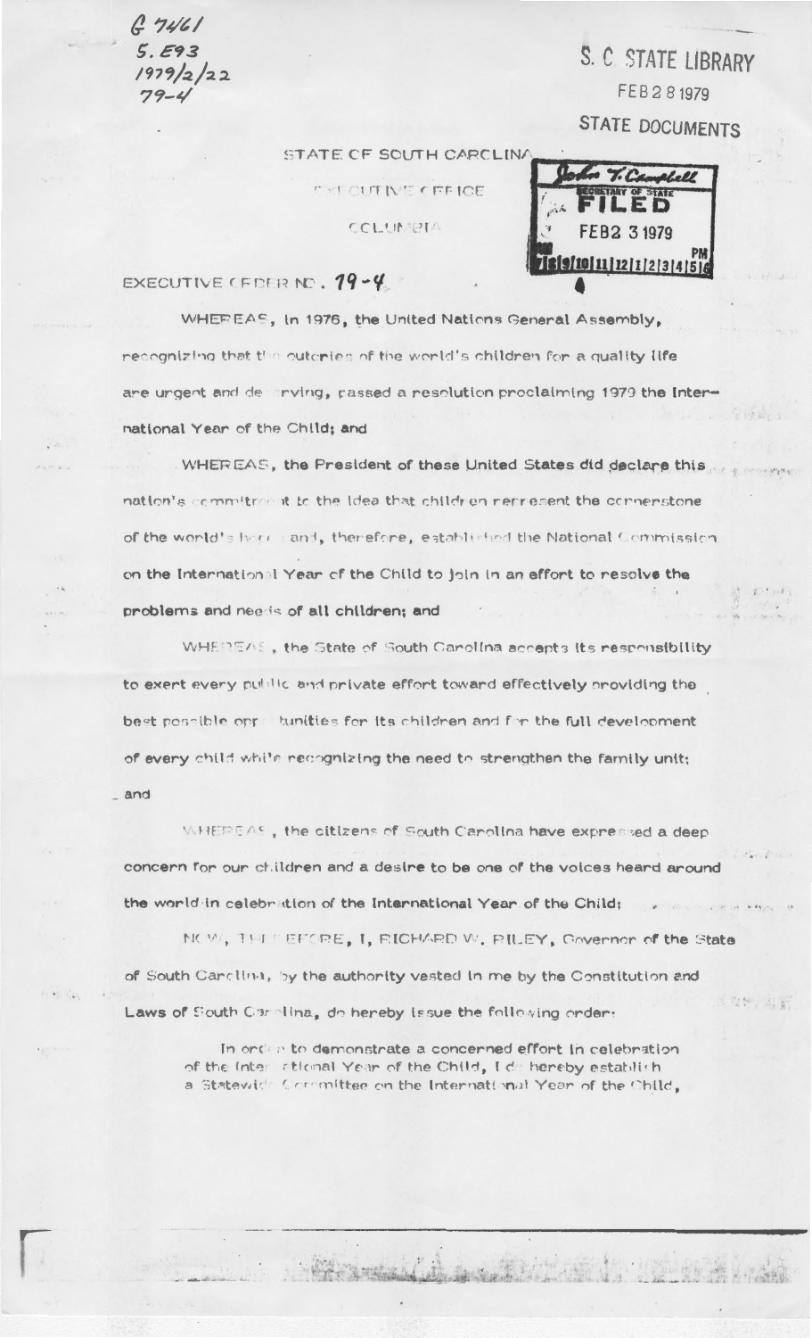G 7461
S. E93
1979/2/22
79-4

S. C. STATE LIBRARY
FEB 28 1979
STATE DOCUMENTS

STATE OF SOUTH CAROLINA

EXECUTIVE OFFICE

COLUMBIA

John T. Campbell
SECRETARY OF STATE
FILED
FEB 23 1979
PM
7|8|9|10|11|12|1|2|3|4|5|6

EXECUTIVE ORDER NO. 79-4

WHEREAS, in 1976, the United Nations General Assembly, recognizing that the outcries of the world's children for a quality life are urgent and deserving, passed a resolution proclaiming 1979 the International Year of the Child; and

WHEREAS, the President of these United States did declare this nation's commitment to the idea that children represent the cornerstone of the world's hope and, therefore, established the National Commission on the International Year of the Child to join in an effort to resolve the problems and needs of all children; and

WHEREAS, the State of South Carolina accepts its responsibility to exert every public and private effort toward effectively providing the best possible opportunities for its children and for the full development of every child while recognizing the need to strengthen the family unit; and

WHEREAS, the citizens of South Carolina have expressed a deep concern for our children and a desire to be one of the voices heard around the world in celebration of the International Year of the Child;

NOW, THEREFORE, I, RICHARD W. RILEY, Governor of the State of South Carolina, by the authority vested in me by the Constitution and Laws of South Carolina, do hereby issue the following order:

In order to demonstrate a concerned effort in celebration of the International Year of the Child, I do hereby establish a Statewide Committee on the International Year of the Child,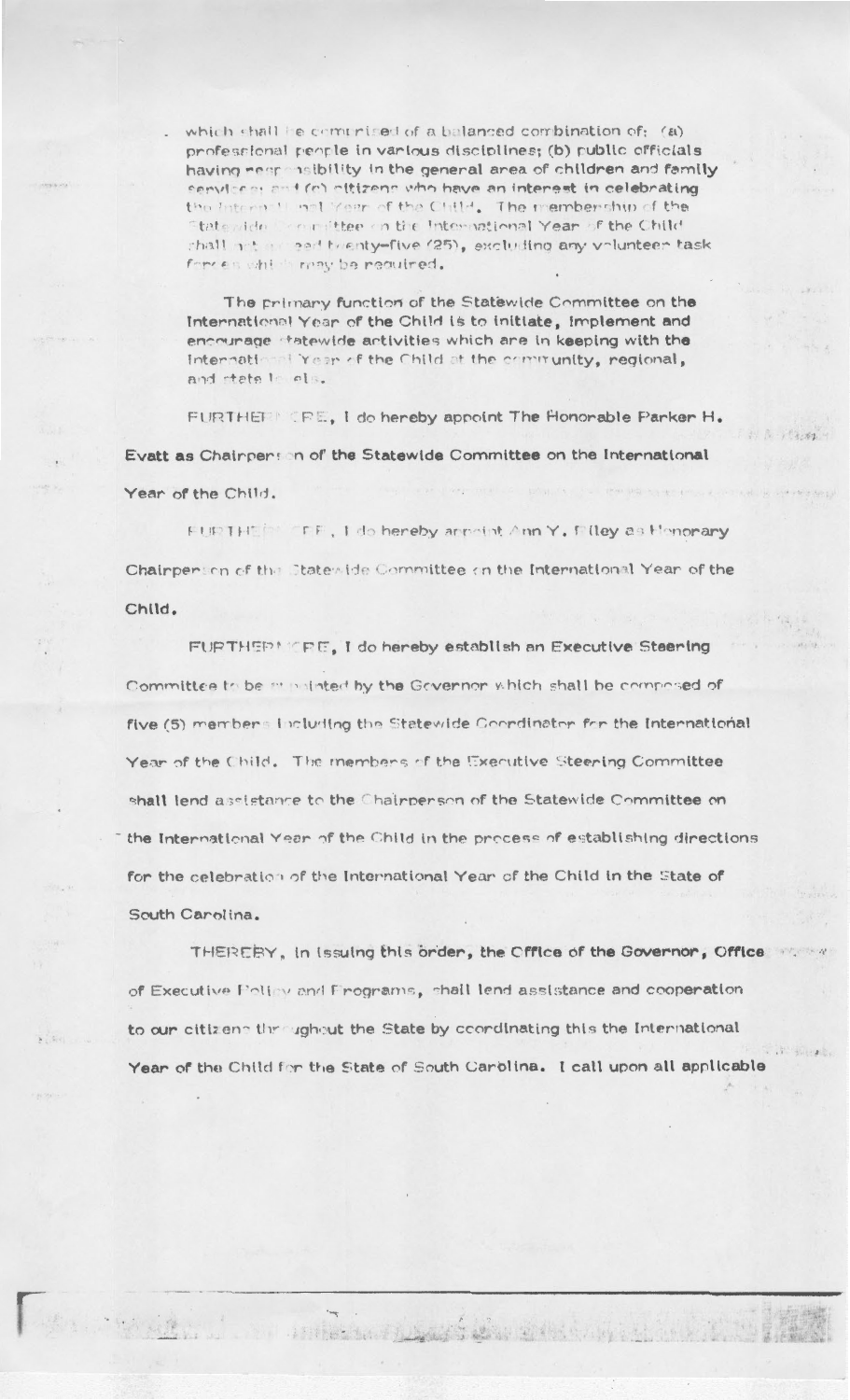which shall be comprised of a balanced combination of: (a) professional people in various disciplines; (b) public officials having responsibility in the general area of children and family services; and (c) citizens who have an interest in celebrating the International Year of the Child. The membership of the Statewide Committee on the International Year of the Child shall not exceed twenty-five (25), excluding any volunteer task forces which may be required.

The primary function of the Statewide Committee on the International Year of the Child is to initiate, implement and encourage statewide activities which are in keeping with the International Year of the Child at the community, regional, and state levels.

FURTHERMORE, I do hereby appoint The Honorable Parker H. Evatt as Chairperson of the Statewide Committee on the International Year of the Child.

FURTHERMORE, I do hereby appoint Ann Y. Riley as Honorary Chairperson of the Statewide Committee on the International Year of the Child.

FURTHERMORE, I do hereby establish an Executive Steering Committee to be appointed by the Governor which shall be composed of five (5) members including the Statewide Coordinator for the International Year of the Child. The members of the Executive Steering Committee shall lend assistance to the Chairperson of the Statewide Committee on the International Year of the Child in the process of establishing directions for the celebration of the International Year of the Child in the State of South Carolina.

THEREBY, in issuing this order, the Office of the Governor, Office of Executive Policy and Programs, shall lend assistance and cooperation to our citizens throughout the State by coordinating this the International Year of the Child for the State of South Carolina. I call upon all applicable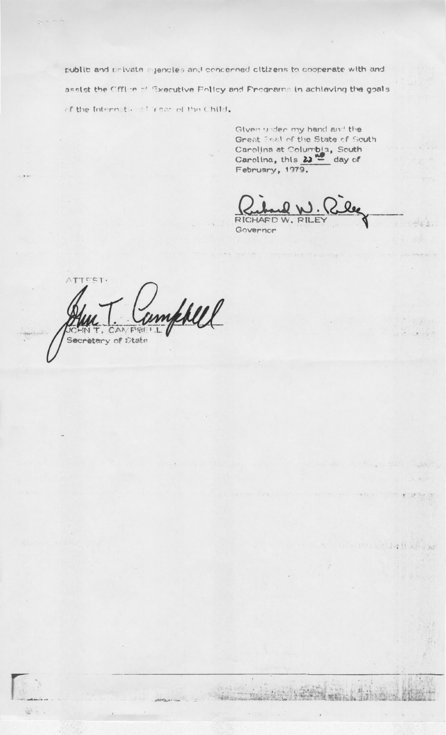public and private agencies and concerned citizens to cooperate with and assist the Office of Executive Policy and Programs in achieving the goals of the International Year of the Child.

Given under my hand and the Great Seal of the State of South Carolina at Columbia, South Carolina, this 22nd day of February, 1979.

Richard W. Riley
RICHARD W. RILEY
Governor

ATTEST:

John T. Campbell
JOHN T. CAMPBELL
Secretary of State